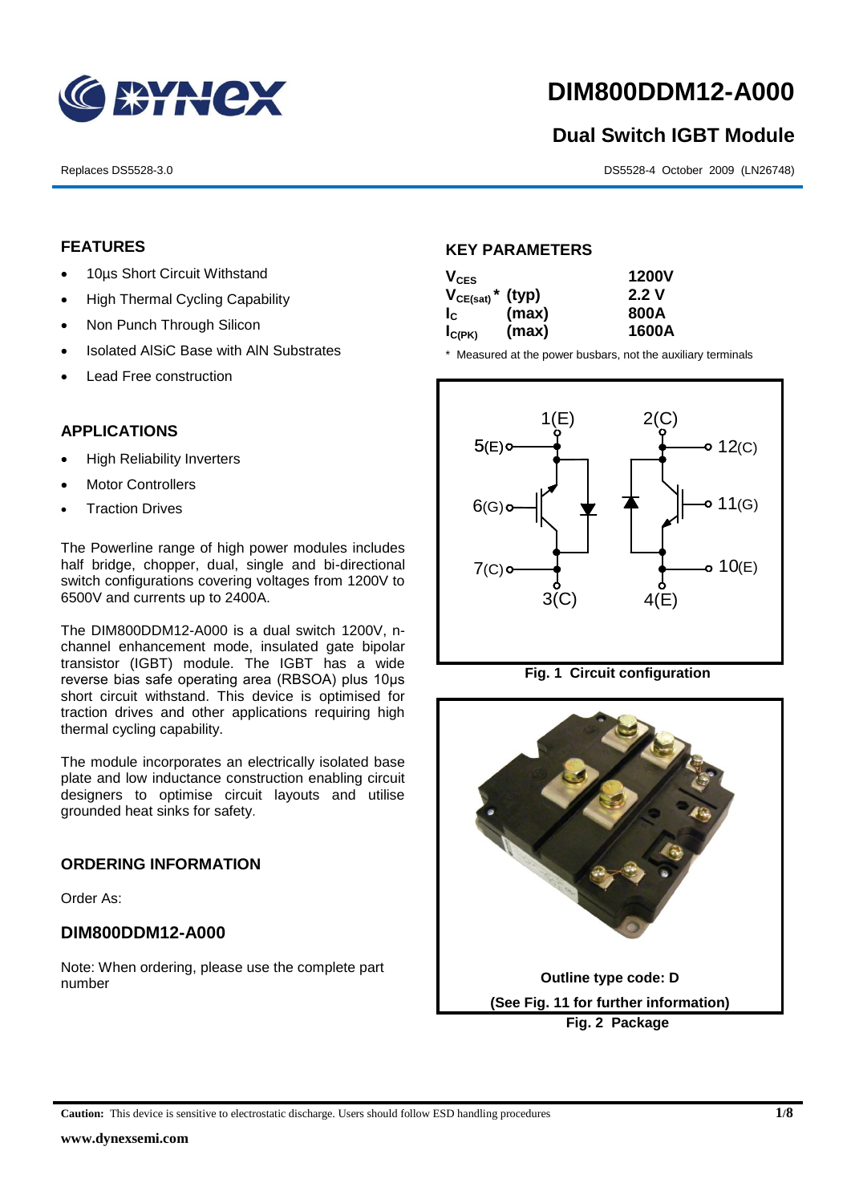# DIM800DDM12-A000

## Dual Switch IGBT Module

Replaces DS5528-3.0

DS5528-4 October 2009 (LN26748)

### FEATURES

- 10µs Short Circuit Withstand
- High Thermal Cycling Capability
- Non Punch Through Silicon
- Isolated AlSiC Base with AlN Substrates
- Lead Free construction

### APPLICATIONS

- High Reliability Inverters
- Motor Controllers
- Traction Drives

The Powerline range of high power modules includes half bridge, chopper, dual, single and bi-directional switch configurations covering voltages from 1200V to 6500V and currents up to 2400A.

The DIM800DDM12-A000 is a dual switch 1200V, n-channel enhancement mode, insulated gate bipolar transistor (IGBT) module. The IGBT has a wide reverse bias safe operating area (RBSOA) plus 10µs short circuit withstand. This device is optimised for traction drives and other applications requiring high thermal cycling capability.

The module incorporates an electrically isolated base plate and low inductance construction enabling circuit designers to optimise circuit layouts and utilise grounded heat sinks for safety.

### ORDERING INFORMATION

Order As:

### DIM800DDM12-A000

Note: When ordering, please use the complete part number

### KEY PARAMETERS

| Parameter | | Value |
|---|---|---|
| $V_{CES}$ | | 1200V |
| $V_{CE(sat)}$ * | (typ) | 2.2 V |
| $I_C$ | (max) | 800A |
| $I_{C(PK)}$ | (max) | 1600A |

\* Measured at the power busbars, not the auxiliary terminals

Fig. 1 Circuit configuration

Outline type code: D

(See Fig. 11 for further information)

Fig. 2 Package

**Caution:** This device is sensitive to electrostatic discharge. Users should follow ESD handling procedures

www.dynexsemi.com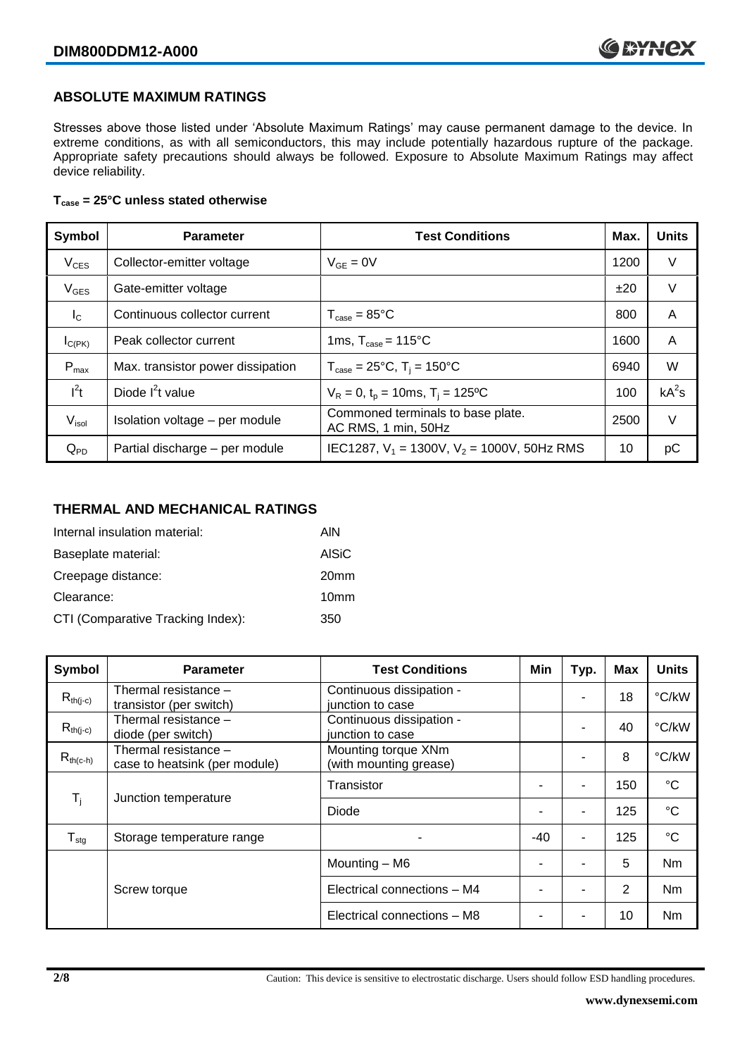## ABSOLUTE MAXIMUM RATINGS

Stresses above those listed under 'Absolute Maximum Ratings' may cause permanent damage to the device. In extreme conditions, as with all semiconductors, this may include potentially hazardous rupture of the package. Appropriate safety precautions should always be followed. Exposure to Absolute Maximum Ratings may affect device reliability.

**$T_{case}$ = 25°C unless stated otherwise**

| Symbol | Parameter | Test Conditions | Max. | Units |
|---|---|---|---|---|
| $V_{CES}$ | Collector-emitter voltage | $V_{GE}$ = 0V | 1200 | V |
| $V_{GES}$ | Gate-emitter voltage | | ±20 | V |
| $I_C$ | Continuous collector current | $T_{case}$ = 85°C | 800 | A |
| $I_{C(PK)}$ | Peak collector current | 1ms, $T_{case}$ = 115°C | 1600 | A |
| $P_{max}$ | Max. transistor power dissipation | $T_{case}$ = 25°C, $T_j$ = 150°C | 6940 | W |
| $I^2t$ | Diode $I^2t$ value | $V_R$ = 0, $t_p$ = 10ms, $T_j$ = 125ºC | 100 | $kA^2s$ |
| $V_{isol}$ | Isolation voltage – per module | Commoned terminals to base plate. AC RMS, 1 min, 50Hz | 2500 | V |
| $Q_{PD}$ | Partial discharge – per module | IEC1287, $V_1$ = 1300V, $V_2$ = 1000V, 50Hz RMS | 10 | pC |

## THERMAL AND MECHANICAL RATINGS

Internal insulation material: AlN

Baseplate material: AlSiC

Creepage distance: 20mm

Clearance: 10mm

CTI (Comparative Tracking Index): 350

| Symbol | Parameter | Test Conditions | Min | Typ. | Max | Units |
|---|---|---|---|---|---|---|
| $R_{th(j-c)}$ | Thermal resistance – transistor (per switch) | Continuous dissipation - junction to case | | - | 18 | °C/kW |
| $R_{th(j-c)}$ | Thermal resistance – diode (per switch) | Continuous dissipation - junction to case | | - | 40 | °C/kW |
| $R_{th(c-h)}$ | Thermal resistance – case to heatsink (per module) | Mounting torque XNm (with mounting grease) | | - | 8 | °C/kW |
| $T_j$ | Junction temperature | Transistor | - | - | 150 | °C |
| | | Diode | - | - | 125 | °C |
| $T_{stg}$ | Storage temperature range | - | -40 | - | 125 | °C |
| | Screw torque | Mounting – M6 | - | - | 5 | Nm |
| | | Electrical connections – M4 | - | - | 2 | Nm |
| | | Electrical connections – M8 | - | - | 10 | Nm |

Caution: This device is sensitive to electrostatic discharge. Users should follow ESD handling procedures.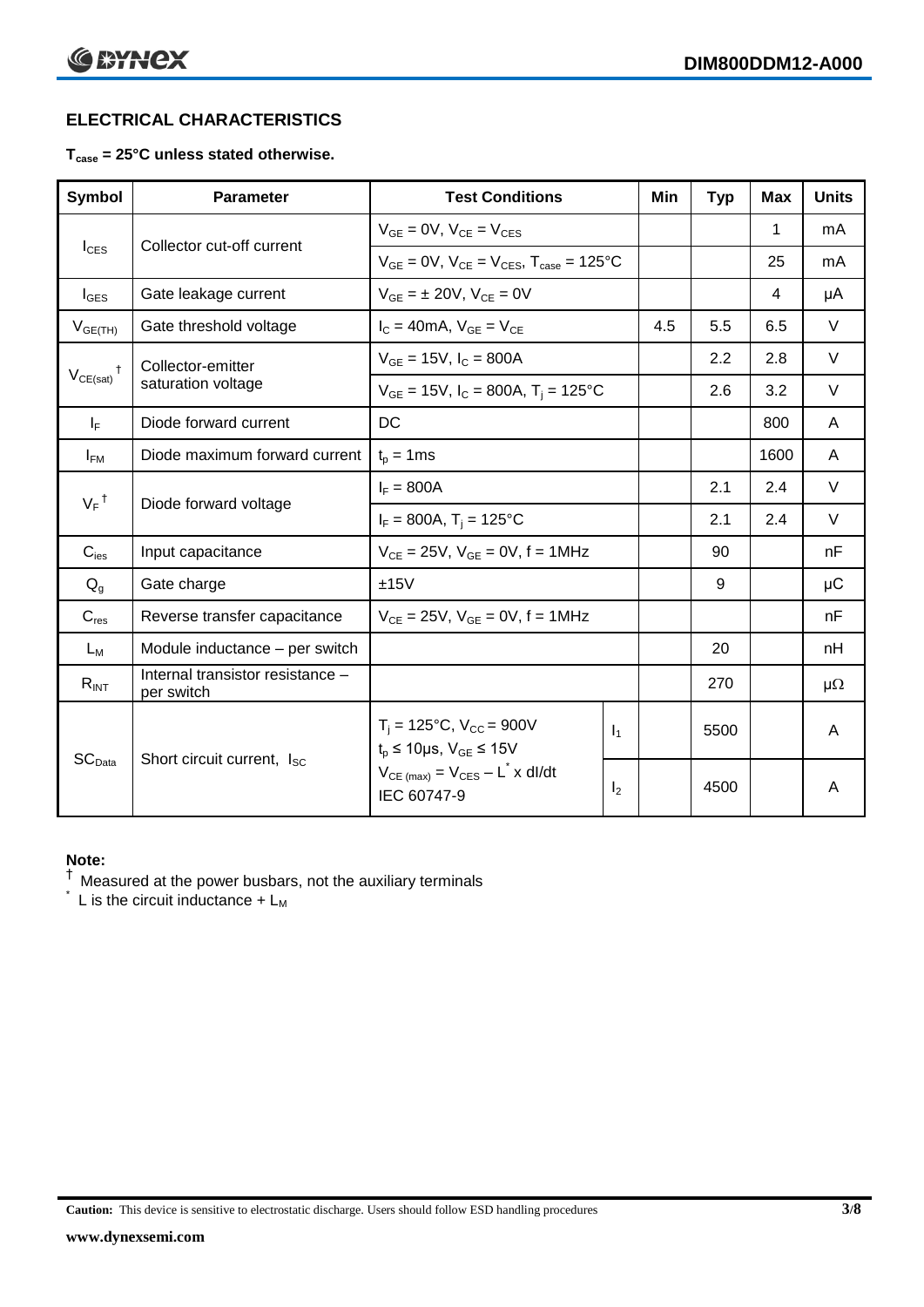## ELECTRICAL CHARACTERISTICS

**$T_{case}$ = 25°C unless stated otherwise.**

| Symbol | Parameter | Test Conditions | | Min | Typ | Max | Units |
|---|---|---|---|---|---|---|---|
| $I_{CES}$ | Collector cut-off current | $V_{GE}$ = 0V, $V_{CE}$ = $V_{CES}$ | | | | 1 | mA |
| | | $V_{GE}$ = 0V, $V_{CE}$ = $V_{CES}$, $T_{case}$ = 125°C | | | | 25 | mA |
| $I_{GES}$ | Gate leakage current | $V_{GE}$ = ± 20V, $V_{CE}$ = 0V | | | | 4 | μA |
| $V_{GE(TH)}$ | Gate threshold voltage | $I_C$ = 40mA, $V_{GE}$ = $V_{CE}$ | | 4.5 | 5.5 | 6.5 | V |
| $V_{CE(sat)}$ † | Collector-emitter saturation voltage | $V_{GE}$ = 15V, $I_C$ = 800A | | | 2.2 | 2.8 | V |
| | | $V_{GE}$ = 15V, $I_C$ = 800A, $T_j$ = 125°C | | | 2.6 | 3.2 | V |
| $I_F$ | Diode forward current | DC | | | | 800 | A |
| $I_{FM}$ | Diode maximum forward current | $t_p$ = 1ms | | | | 1600 | A |
| $V_F$ † | Diode forward voltage | $I_F$ = 800A | | | 2.1 | 2.4 | V |
| | | $I_F$ = 800A, $T_j$ = 125°C | | | 2.1 | 2.4 | V |
| $C_{ies}$ | Input capacitance | $V_{CE}$ = 25V, $V_{GE}$ = 0V, f = 1MHz | | | 90 | | nF |
| $Q_g$ | Gate charge | ±15V | | | 9 | | μC |
| $C_{res}$ | Reverse transfer capacitance | $V_{CE}$ = 25V, $V_{GE}$ = 0V, f = 1MHz | | | | | nF |
| $L_M$ | Module inductance – per switch | | | | 20 | | nH |
| $R_{INT}$ | Internal transistor resistance – per switch | | | | 270 | | μΩ |
| $SC_{Data}$ | Short circuit current, $I_{SC}$ | $T_j$ = 125°C, $V_{CC}$ = 900V, $t_p$ ≤ 10μs, $V_{GE}$ ≤ 15V | $I_1$ | | 5500 | | A |
| | | $V_{CE (max)}$ = $V_{CES}$ – $L^*$ x dI/dt, IEC 60747-9 | $I_2$ | | 4500 | | A |

**Note:**

† Measured at the power busbars, not the auxiliary terminals

\* L is the circuit inductance + $L_M$

**Caution:** This device is sensitive to electrostatic discharge. Users should follow ESD handling procedures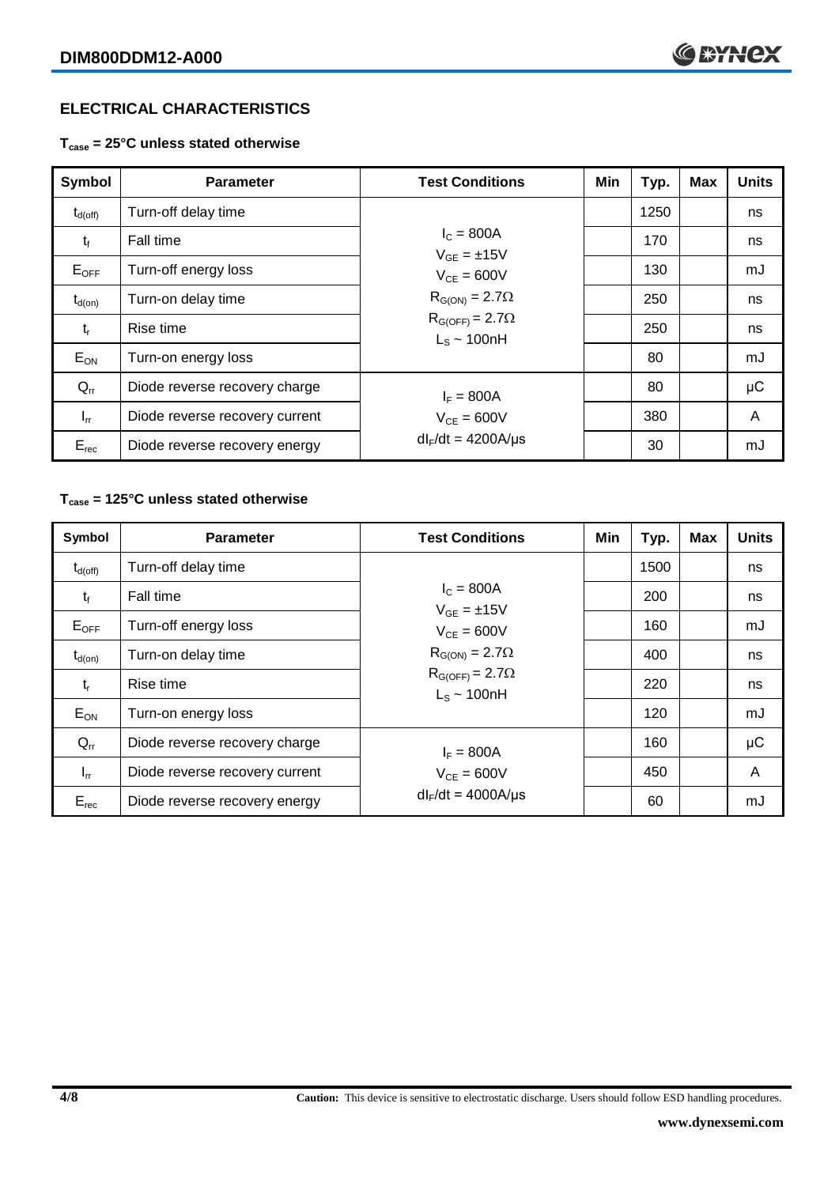## ELECTRICAL CHARACTERISTICS

### $T_{case}$ = 25°C unless stated otherwise

| Symbol | Parameter | Test Conditions | Min | Typ. | Max | Units |
|---|---|---|---|---|---|---|
| $t_{d(off)}$ | Turn-off delay time | $I_C$ = 800A<br>$V_{GE}$ = ±15V<br>$V_{CE}$ = 600V<br>$R_{G(ON)}$ = 2.7Ω<br>$R_{G(OFF)}$ = 2.7Ω<br>$L_S$ ~ 100nH | | 1250 | | ns |
| $t_f$ | Fall time | | | 170 | | ns |
| $E_{OFF}$ | Turn-off energy loss | | | 130 | | mJ |
| $t_{d(on)}$ | Turn-on delay time | | | 250 | | ns |
| $t_r$ | Rise time | | | 250 | | ns |
| $E_{ON}$ | Turn-on energy loss | | | 80 | | mJ |
| $Q_{rr}$ | Diode reverse recovery charge | $I_F$ = 800A<br>$V_{CE}$ = 600V<br>$dI_F/dt$ = 4200A/μs | | 80 | | μC |
| $I_{rr}$ | Diode reverse recovery current | | | 380 | | A |
| $E_{rec}$ | Diode reverse recovery energy | | | 30 | | mJ |

### $T_{case}$ = 125°C unless stated otherwise

| Symbol | Parameter | Test Conditions | Min | Typ. | Max | Units |
|---|---|---|---|---|---|---|
| $t_{d(off)}$ | Turn-off delay time | $I_C$ = 800A<br>$V_{GE}$ = ±15V<br>$V_{CE}$ = 600V<br>$R_{G(ON)}$ = 2.7Ω<br>$R_{G(OFF)}$ = 2.7Ω<br>$L_S$ ~ 100nH | | 1500 | | ns |
| $t_f$ | Fall time | | | 200 | | ns |
| $E_{OFF}$ | Turn-off energy loss | | | 160 | | mJ |
| $t_{d(on)}$ | Turn-on delay time | | | 400 | | ns |
| $t_r$ | Rise time | | | 220 | | ns |
| $E_{ON}$ | Turn-on energy loss | | | 120 | | mJ |
| $Q_{rr}$ | Diode reverse recovery charge | $I_F$ = 800A<br>$V_{CE}$ = 600V<br>$dI_F/dt$ = 4000A/μs | | 160 | | μC |
| $I_{rr}$ | Diode reverse recovery current | | | 450 | | A |
| $E_{rec}$ | Diode reverse recovery energy | | | 60 | | mJ |

**Caution:** This device is sensitive to electrostatic discharge. Users should follow ESD handling procedures.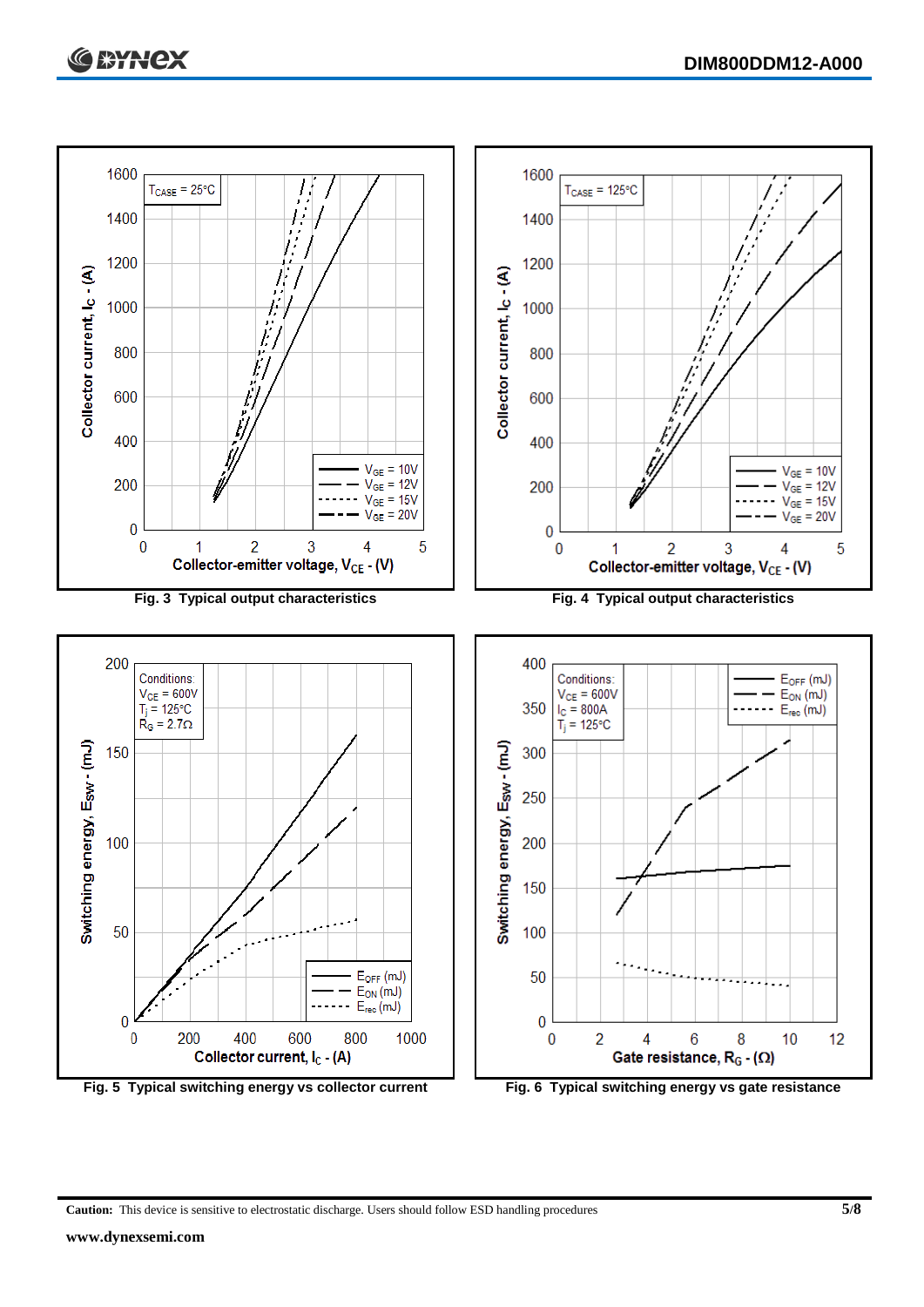Fig. 3 Typical output characteristics

Fig. 4 Typical output characteristics

Fig. 5 Typical switching energy vs collector current

Fig. 6 Typical switching energy vs gate resistance

**Caution:** This device is sensitive to electrostatic discharge. Users should follow ESD handling procedures

**www.dynexsemi.com**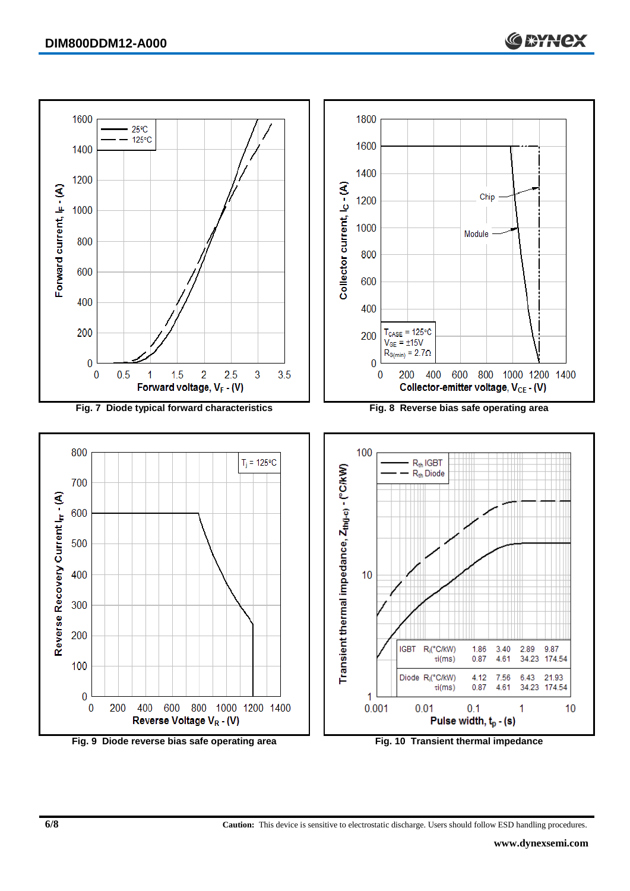Fig. 7 Diode typical forward characteristics

Fig. 8 Reverse bias safe operating area

Fig. 9 Diode reverse bias safe operating area

| | | | | | |
|---|---|---|---|---|---|
| IGBT | $R_i$(°C/kW) | 1.86 | 3.40 | 2.89 | 9.87 |
| | τi(ms) | 0.87 | 4.61 | 34.23 | 174.54 |
| Diode | $R_i$(°C/kW) | 4.12 | 7.56 | 6.43 | 21.93 |
| | τi(ms) | 0.87 | 4.61 | 34.23 | 174.54 |

Fig. 10 Transient thermal impedance

**Caution:** This device is sensitive to electrostatic discharge. Users should follow ESD handling procedures.

**www.dynexsemi.com**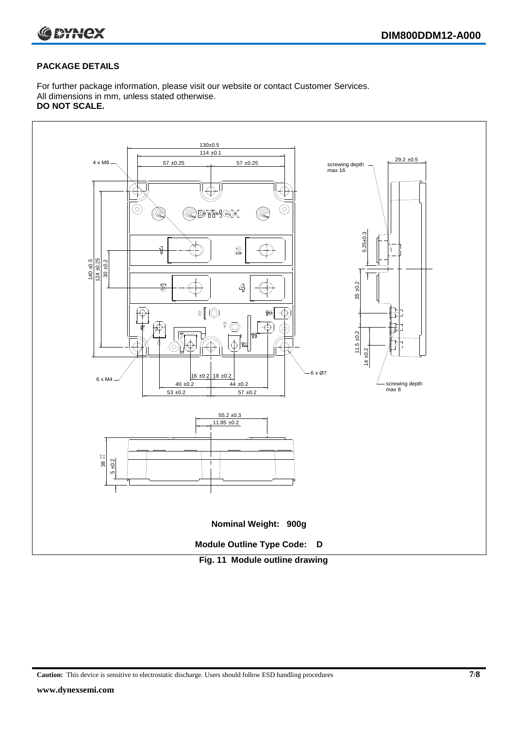## PACKAGE DETAILS

For further package information, please visit our website or contact Customer Services.
All dimensions in mm, unless stated otherwise.
**DO NOT SCALE.**

**Nominal Weight: 900g**

**Module Outline Type Code: D**

**Fig. 11 Module outline drawing**

**Caution:** This device is sensitive to electrostatic discharge. Users should follow ESD handling procedures

**www.dynexsemi.com**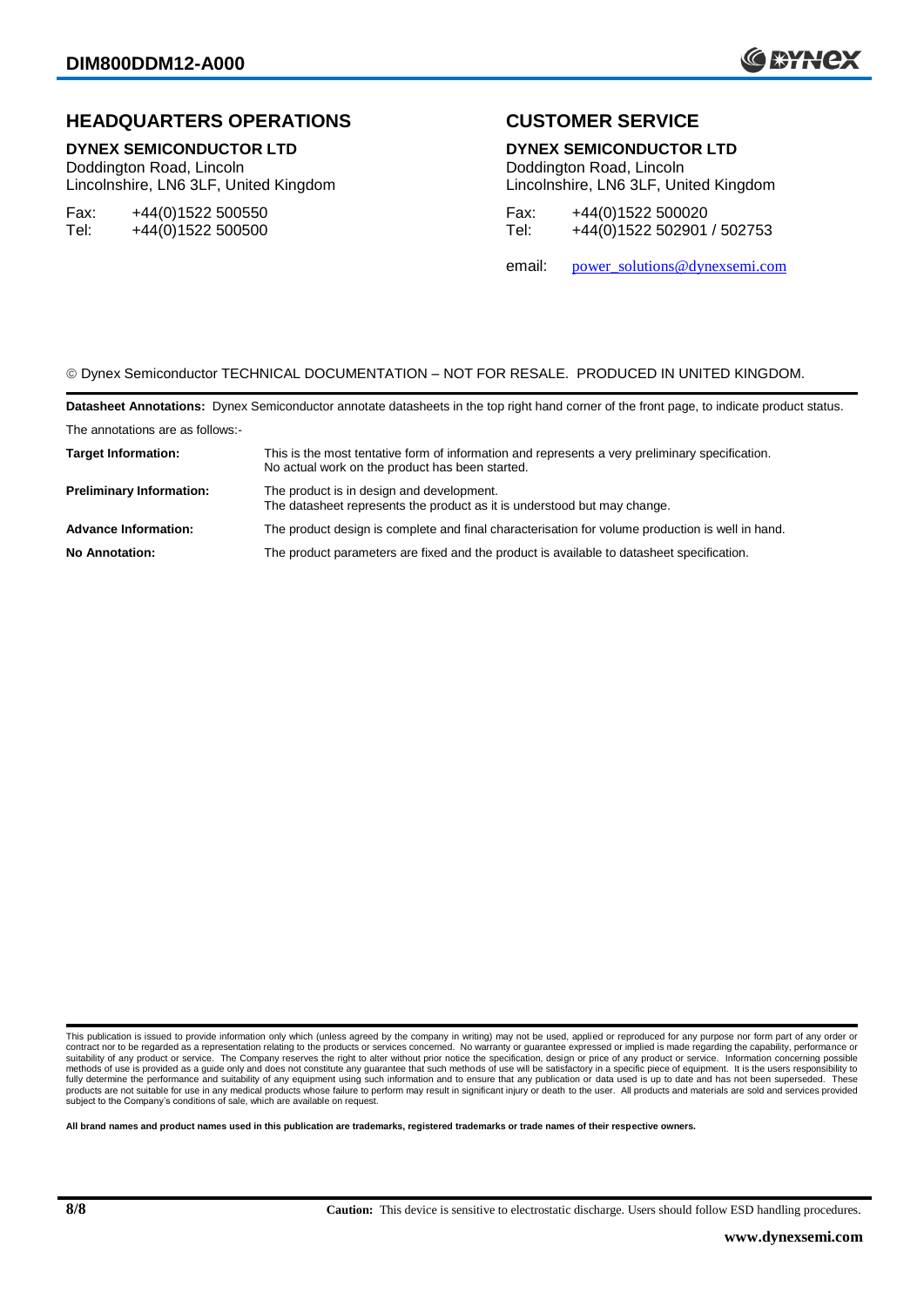## HEADQUARTERS OPERATIONS

**DYNEX SEMICONDUCTOR LTD**
Doddington Road, Lincoln
Lincolnshire, LN6 3LF, United Kingdom

Fax: +44(0)1522 500550
Tel: +44(0)1522 500500

## CUSTOMER SERVICE

**DYNEX SEMICONDUCTOR LTD**
Doddington Road, Lincoln
Lincolnshire, LN6 3LF, United Kingdom

Fax: +44(0)1522 500020
Tel: +44(0)1522 502901 / 502753

email: power_solutions@dynexsemi.com

© Dynex Semiconductor TECHNICAL DOCUMENTATION – NOT FOR RESALE. PRODUCED IN UNITED KINGDOM.

**Datasheet Annotations:** Dynex Semiconductor annotate datasheets in the top right hand corner of the front page, to indicate product status.

The annotations are as follows:-

| | |
|---|---|
| **Target Information:** | This is the most tentative form of information and represents a very preliminary specification. No actual work on the product has been started. |
| **Preliminary Information:** | The product is in design and development. The datasheet represents the product as it is understood but may change. |
| **Advance Information:** | The product design is complete and final characterisation for volume production is well in hand. |
| **No Annotation:** | The product parameters are fixed and the product is available to datasheet specification. |

This publication is issued to provide information only which (unless agreed by the company in writing) may not be used, applied or reproduced for any purpose nor form part of any order or contract nor to be regarded as a representation relating to the products or services concerned. No warranty or guarantee expressed or implied is made regarding the capability, performance or suitability of any product or service. The Company reserves the right to alter without prior notice the specification, design or price of any product or service. Information concerning possible methods of use is provided as a guide only and does not constitute any guarantee that such methods of use will be satisfactory in a specific piece of equipment. It is the users responsibility to fully determine the performance and suitability of any equipment using such information and to ensure that any publication or data used is up to date and has not been superseded. These products are not suitable for use in any medical products whose failure to perform may result in significant injury or death to the user. All products and materials are sold and services provided subject to the Company's conditions of sale, which are available on request.

**All brand names and product names used in this publication are trademarks, registered trademarks or trade names of their respective owners.**

**Caution:** This device is sensitive to electrostatic discharge. Users should follow ESD handling procedures.

**www.dynexsemi.com**